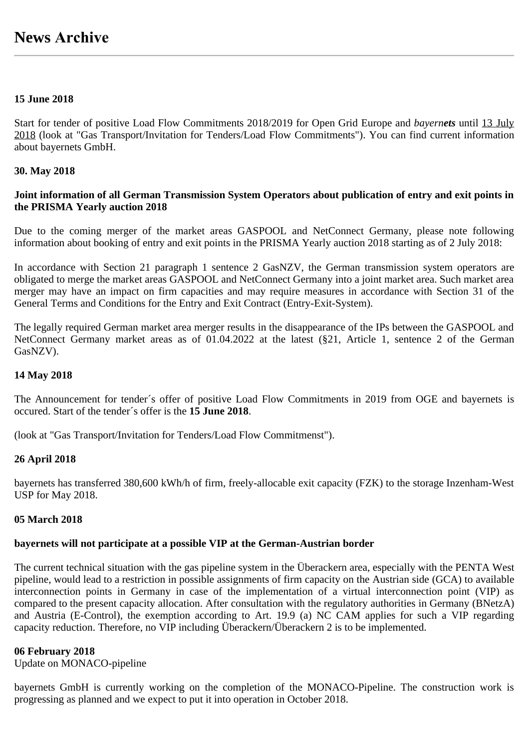# News Archive

**15 June 2018**

Start for tender of positive Load Flow Commitments 2018/2019 for Open Grid Europe and *bayern**ets*** until 13 July 2018 (look at "Gas Transport/Invitation for Tenders/Load Flow Commitments"). You can find current information about bayernets GmbH.

**30. May 2018**

**Joint information of all German Transmission System Operators about publication of entry and exit points in the PRISMA Yearly auction 2018**

Due to the coming merger of the market areas GASPOOL and NetConnect Germany, please note following information about booking of entry and exit points in the PRISMA Yearly auction 2018 starting as of 2 July 2018:

In accordance with Section 21 paragraph 1 sentence 2 GasNZV, the German transmission system operators are obligated to merge the market areas GASPOOL and NetConnect Germany into a joint market area. Such market area merger may have an impact on firm capacities and may require measures in accordance with Section 31 of the General Terms and Conditions for the Entry and Exit Contract (Entry-Exit-System).

The legally required German market area merger results in the disappearance of the IPs between the GASPOOL and NetConnect Germany market areas as of 01.04.2022 at the latest (§21, Article 1, sentence 2 of the German GasNZV).

**14 May 2018**

The Announcement for tender´s offer of positive Load Flow Commitments in 2019 from OGE and bayernets is occured. Start of the tender´s offer is the **15 June 2018**.

(look at "Gas Transport/Invitation for Tenders/Load Flow Commitmenst").

**26 April 2018**

bayernets has transferred 380,600 kWh/h of firm, freely-allocable exit capacity (FZK) to the storage Inzenham-West USP for May 2018.

**05 March 2018**

**bayernets will not participate at a possible VIP at the German-Austrian border**

The current technical situation with the gas pipeline system in the Überackern area, especially with the PENTA West pipeline, would lead to a restriction in possible assignments of firm capacity on the Austrian side (GCA) to available interconnection points in Germany in case of the implementation of a virtual interconnection point (VIP) as compared to the present capacity allocation. After consultation with the regulatory authorities in Germany (BNetzA) and Austria (E-Control), the exemption according to Art. 19.9 (a) NC CAM applies for such a VIP regarding capacity reduction. Therefore, no VIP including Überackern/Überackern 2 is to be implemented.

**06 February 2018**
Update on MONACO-pipeline

bayernets GmbH is currently working on the completion of the MONACO-Pipeline. The construction work is progressing as planned and we expect to put it into operation in October 2018.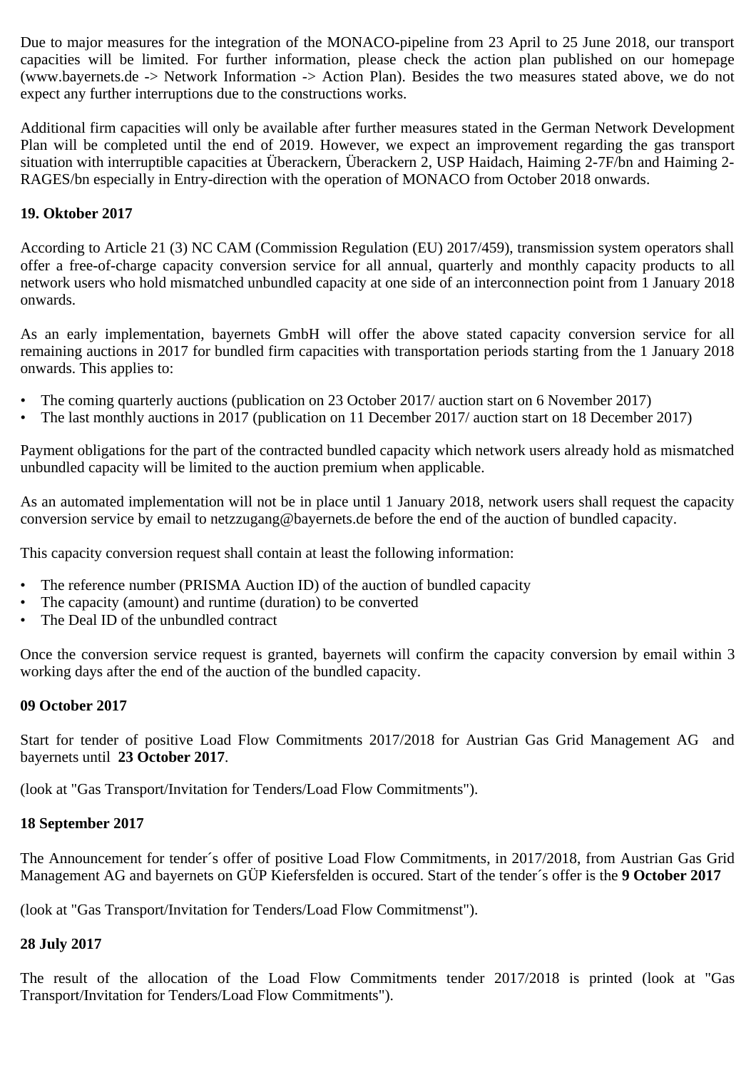Due to major measures for the integration of the MONACO-pipeline from 23 April to 25 June 2018, our transport capacities will be limited. For further information, please check the action plan published on our homepage (www.bayernets.de -> Network Information -> Action Plan). Besides the two measures stated above, we do not expect any further interruptions due to the constructions works.

Additional firm capacities will only be available after further measures stated in the German Network Development Plan will be completed until the end of 2019. However, we expect an improvement regarding the gas transport situation with interruptible capacities at Überackern, Überackern 2, USP Haidach, Haiming 2-7F/bn and Haiming 2-RAGES/bn especially in Entry-direction with the operation of MONACO from October 2018 onwards.

**19. Oktober 2017**

According to Article 21 (3) NC CAM (Commission Regulation (EU) 2017/459), transmission system operators shall offer a free-of-charge capacity conversion service for all annual, quarterly and monthly capacity products to all network users who hold mismatched unbundled capacity at one side of an interconnection point from 1 January 2018 onwards.

As an early implementation, bayernets GmbH will offer the above stated capacity conversion service for all remaining auctions in 2017 for bundled firm capacities with transportation periods starting from the 1 January 2018 onwards. This applies to:

- The coming quarterly auctions (publication on 23 October 2017/ auction start on 6 November 2017)
- The last monthly auctions in 2017 (publication on 11 December 2017/ auction start on 18 December 2017)

Payment obligations for the part of the contracted bundled capacity which network users already hold as mismatched unbundled capacity will be limited to the auction premium when applicable.

As an automated implementation will not be in place until 1 January 2018, network users shall request the capacity conversion service by email to netzzugang@bayernets.de before the end of the auction of bundled capacity.

This capacity conversion request shall contain at least the following information:

- The reference number (PRISMA Auction ID) of the auction of bundled capacity
- The capacity (amount) and runtime (duration) to be converted
- The Deal ID of the unbundled contract

Once the conversion service request is granted, bayernets will confirm the capacity conversion by email within 3 working days after the end of the auction of the bundled capacity.

**09 October 2017**

Start for tender of positive Load Flow Commitments 2017/2018 for Austrian Gas Grid Management AG and bayernets until **23 October 2017**.

(look at "Gas Transport/Invitation for Tenders/Load Flow Commitments").

**18 September 2017**

The Announcement for tender´s offer of positive Load Flow Commitments, in 2017/2018, from Austrian Gas Grid Management AG and bayernets on GÜP Kiefersfelden is occured. Start of the tender´s offer is the **9 October 2017**

(look at "Gas Transport/Invitation for Tenders/Load Flow Commitmenst").

**28 July 2017**

The result of the allocation of the Load Flow Commitments tender 2017/2018 is printed (look at "Gas Transport/Invitation for Tenders/Load Flow Commitments").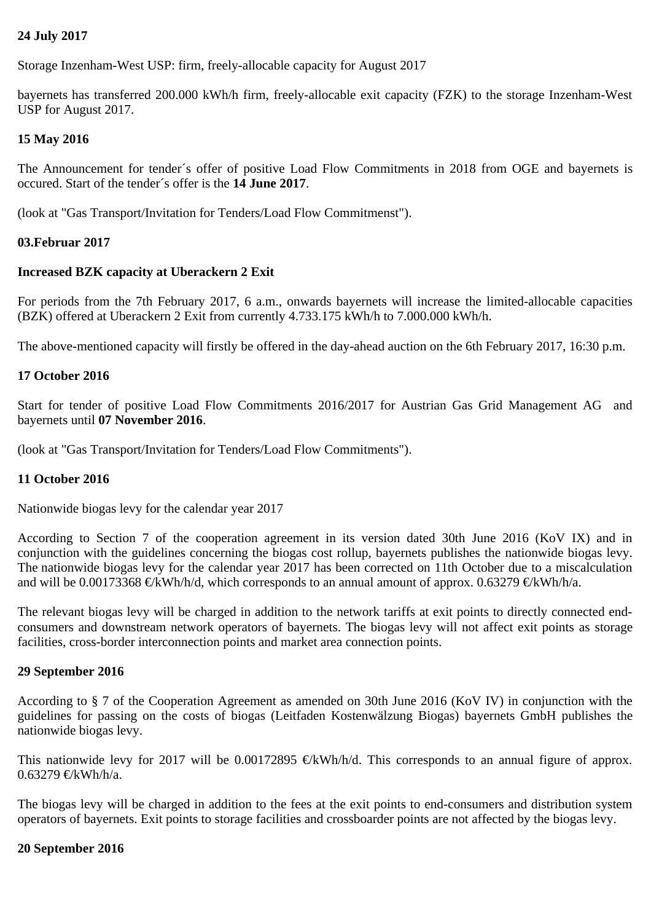**24 July 2017**

Storage Inzenham-West USP: firm, freely-allocable capacity for August 2017

bayernets has transferred 200.000 kWh/h firm, freely-allocable exit capacity (FZK) to the storage Inzenham-West USP for August 2017.

**15 May 2016**

The Announcement for tender´s offer of positive Load Flow Commitments in 2018 from OGE and bayernets is occured. Start of the tender´s offer is the **14 June 2017**.

(look at "Gas Transport/Invitation for Tenders/Load Flow Commitmenst").

**03.Februar 2017**

**Increased BZK capacity at Uberackern 2 Exit**

For periods from the 7th February 2017, 6 a.m., onwards bayernets will increase the limited-allocable capacities (BZK) offered at Uberackern 2 Exit from currently 4.733.175 kWh/h to 7.000.000 kWh/h.

The above-mentioned capacity will firstly be offered in the day-ahead auction on the 6th February 2017, 16:30 p.m.

**17 October 2016**

Start for tender of positive Load Flow Commitments 2016/2017 for Austrian Gas Grid Management AG and bayernets until **07 November 2016**.

(look at "Gas Transport/Invitation for Tenders/Load Flow Commitments").

**11 October 2016**

Nationwide biogas levy for the calendar year 2017

According to Section 7 of the cooperation agreement in its version dated 30th June 2016 (KoV IX) and in conjunction with the guidelines concerning the biogas cost rollup, bayernets publishes the nationwide biogas levy. The nationwide biogas levy for the calendar year 2017 has been corrected on 11th October due to a miscalculation and will be 0.00173368 €/kWh/h/d, which corresponds to an annual amount of approx. 0.63279 €/kWh/h/a.

The relevant biogas levy will be charged in addition to the network tariffs at exit points to directly connected end-consumers and downstream network operators of bayernets. The biogas levy will not affect exit points as storage facilities, cross-border interconnection points and market area connection points.

**29 September 2016**

According to § 7 of the Cooperation Agreement as amended on 30th June 2016 (KoV IV) in conjunction with the guidelines for passing on the costs of biogas (Leitfaden Kostenwälzung Biogas) bayernets GmbH publishes the nationwide biogas levy.

This nationwide levy for 2017 will be 0.00172895 €/kWh/h/d. This corresponds to an annual figure of approx. 0.63279 €/kWh/h/a.

The biogas levy will be charged in addition to the fees at the exit points to end-consumers and distribution system operators of bayernets. Exit points to storage facilities and crossboarder points are not affected by the biogas levy.

**20 September 2016**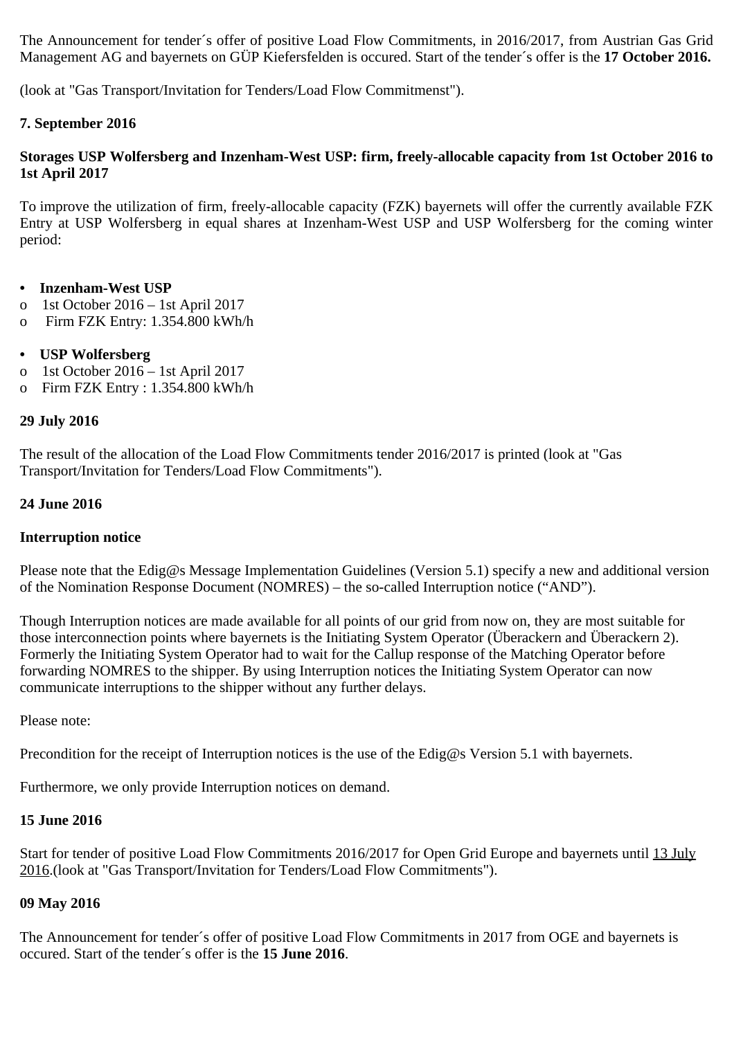The Announcement for tender´s offer of positive Load Flow Commitments, in 2016/2017, from Austrian Gas Grid Management AG and bayernets on GÜP Kiefersfelden is occured. Start of the tender´s offer is the **17 October 2016.**

(look at "Gas Transport/Invitation for Tenders/Load Flow Commitmenst").

**7. September 2016**

**Storages USP Wolfersberg and Inzenham-West USP: firm, freely-allocable capacity from 1st October 2016 to 1st April 2017**

To improve the utilization of firm, freely-allocable capacity (FZK) bayernets will offer the currently available FZK Entry at USP Wolfersberg in equal shares at Inzenham-West USP and USP Wolfersberg for the coming winter period:

- **Inzenham-West USP**
  - 1st October 2016 – 1st April 2017
  - Firm FZK Entry: 1.354.800 kWh/h

- **USP Wolfersberg**
  - 1st October 2016 – 1st April 2017
  - Firm FZK Entry : 1.354.800 kWh/h

**29 July 2016**

The result of the allocation of the Load Flow Commitments tender 2016/2017 is printed (look at "Gas Transport/Invitation for Tenders/Load Flow Commitments").

**24 June 2016**

**Interruption notice**

Please note that the Edig@s Message Implementation Guidelines (Version 5.1) specify a new and additional version of the Nomination Response Document (NOMRES) – the so-called Interruption notice ("AND").

Though Interruption notices are made available for all points of our grid from now on, they are most suitable for those interconnection points where bayernets is the Initiating System Operator (Überackern and Überackern 2). Formerly the Initiating System Operator had to wait for the Callup response of the Matching Operator before forwarding NOMRES to the shipper. By using Interruption notices the Initiating System Operator can now communicate interruptions to the shipper without any further delays.

Please note:

Precondition for the receipt of Interruption notices is the use of the Edig@s Version 5.1 with bayernets.

Furthermore, we only provide Interruption notices on demand.

**15 June 2016**

Start for tender of positive Load Flow Commitments 2016/2017 for Open Grid Europe and bayernets until 13 July 2016.(look at "Gas Transport/Invitation for Tenders/Load Flow Commitments").

**09 May 2016**

The Announcement for tender´s offer of positive Load Flow Commitments in 2017 from OGE and bayernets is occured. Start of the tender´s offer is the **15 June 2016**.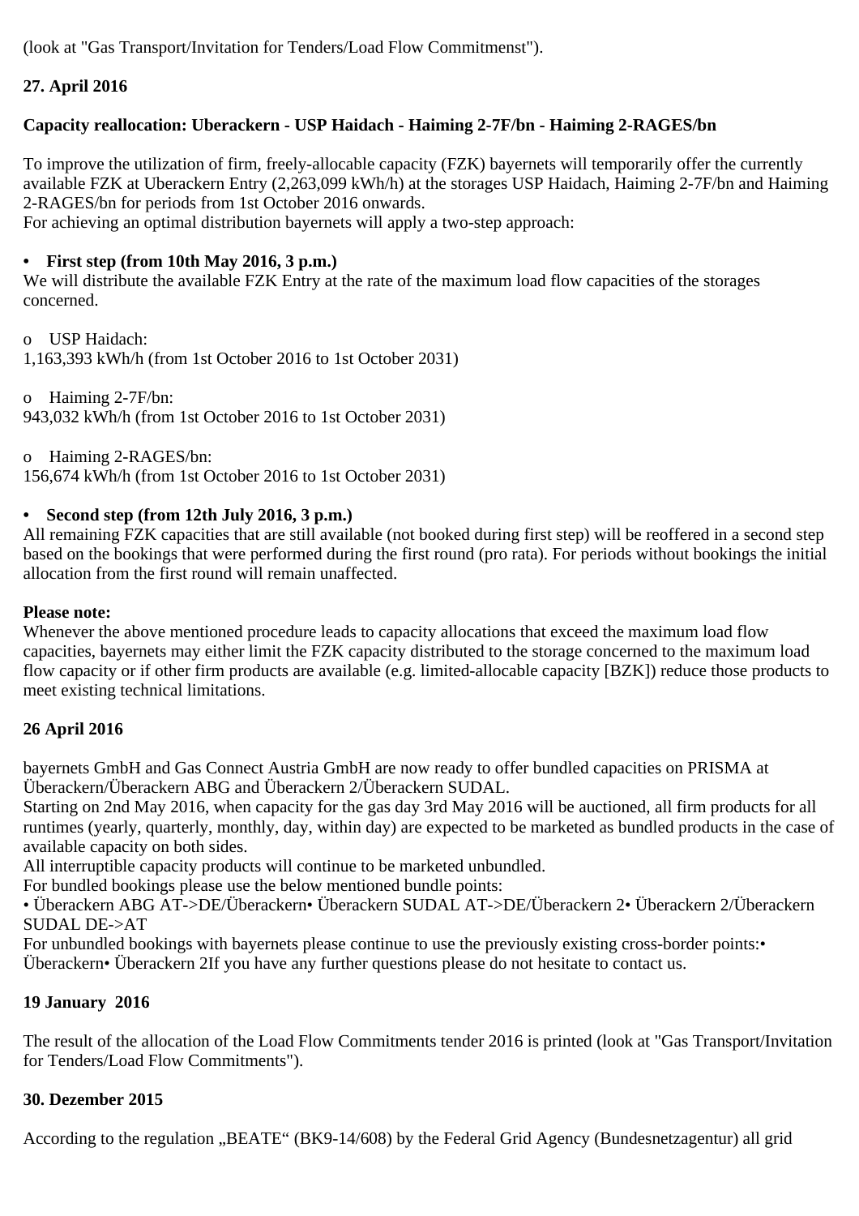(look at "Gas Transport/Invitation for Tenders/Load Flow Commitmenst").

**27. April 2016**

**Capacity reallocation: Uberackern - USP Haidach - Haiming 2-7F/bn - Haiming 2-RAGES/bn**

To improve the utilization of firm, freely-allocable capacity (FZK) bayernets will temporarily offer the currently available FZK at Uberackern Entry (2,263,099 kWh/h) at the storages USP Haidach, Haiming 2-7F/bn and Haiming 2-RAGES/bn for periods from 1st October 2016 onwards.
For achieving an optimal distribution bayernets will apply a two-step approach:

- **First step (from 10th May 2016, 3 p.m.)**

We will distribute the available FZK Entry at the rate of the maximum load flow capacities of the storages concerned.

- USP Haidach:
  1,163,393 kWh/h (from 1st October 2016 to 1st October 2031)

- Haiming 2-7F/bn:
  943,032 kWh/h (from 1st October 2016 to 1st October 2031)

- Haiming 2-RAGES/bn:
  156,674 kWh/h (from 1st October 2016 to 1st October 2031)

- **Second step (from 12th July 2016, 3 p.m.)**

All remaining FZK capacities that are still available (not booked during first step) will be reoffered in a second step based on the bookings that were performed during the first round (pro rata). For periods without bookings the initial allocation from the first round will remain unaffected.

**Please note:**
Whenever the above mentioned procedure leads to capacity allocations that exceed the maximum load flow capacities, bayernets may either limit the FZK capacity distributed to the storage concerned to the maximum load flow capacity or if other firm products are available (e.g. limited-allocable capacity [BZK]) reduce those products to meet existing technical limitations.

**26 April 2016**

bayernets GmbH and Gas Connect Austria GmbH are now ready to offer bundled capacities on PRISMA at Überackern/Überackern ABG and Überackern 2/Überackern SUDAL.
Starting on 2nd May 2016, when capacity for the gas day 3rd May 2016 will be auctioned, all firm products for all runtimes (yearly, quarterly, monthly, day, within day) are expected to be marketed as bundled products in the case of available capacity on both sides.
All interruptible capacity products will continue to be marketed unbundled.
For bundled bookings please use the below mentioned bundle points:
• Überackern ABG AT->DE/Überackern• Überackern SUDAL AT->DE/Überackern 2• Überackern 2/Überackern SUDAL DE->AT
For unbundled bookings with bayernets please continue to use the previously existing cross-border points:• Überackern• Überackern 2If you have any further questions please do not hesitate to contact us.

**19 January 2016**

The result of the allocation of the Load Flow Commitments tender 2016 is printed (look at "Gas Transport/Invitation for Tenders/Load Flow Commitments").

**30. Dezember 2015**

According to the regulation „BEATE" (BK9-14/608) by the Federal Grid Agency (Bundesnetzagentur) all grid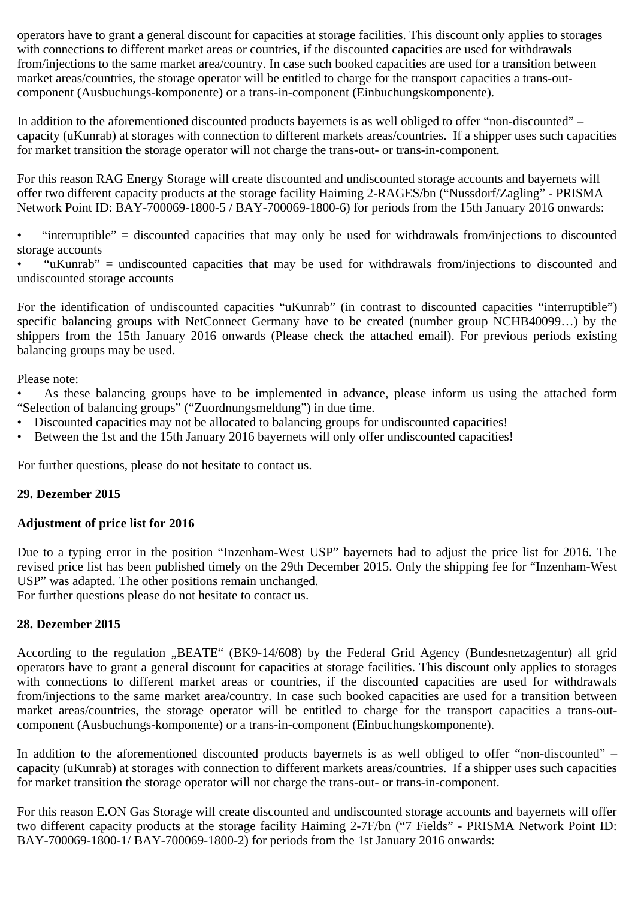operators have to grant a general discount for capacities at storage facilities. This discount only applies to storages with connections to different market areas or countries, if the discounted capacities are used for withdrawals from/injections to the same market area/country. In case such booked capacities are used for a transition between market areas/countries, the storage operator will be entitled to charge for the transport capacities a trans-out-component (Ausbuchungs-komponente) or a trans-in-component (Einbuchungskomponente).

In addition to the aforementioned discounted products bayernets is as well obliged to offer "non-discounted" – capacity (uKunrab) at storages with connection to different markets areas/countries. If a shipper uses such capacities for market transition the storage operator will not charge the trans-out- or trans-in-component.

For this reason RAG Energy Storage will create discounted and undiscounted storage accounts and bayernets will offer two different capacity products at the storage facility Haiming 2-RAGES/bn ("Nussdorf/Zagling" - PRISMA Network Point ID: BAY-700069-1800-5 / BAY-700069-1800-6) for periods from the 15th January 2016 onwards:

- "interruptible" = discounted capacities that may only be used for withdrawals from/injections to discounted storage accounts
- "uKunrab" = undiscounted capacities that may be used for withdrawals from/injections to discounted and undiscounted storage accounts

For the identification of undiscounted capacities "uKunrab" (in contrast to discounted capacities "interruptible") specific balancing groups with NetConnect Germany have to be created (number group NCHB40099…) by the shippers from the 15th January 2016 onwards (Please check the attached email). For previous periods existing balancing groups may be used.

Please note:

- As these balancing groups have to be implemented in advance, please inform us using the attached form "Selection of balancing groups" ("Zuordnungsmeldung") in due time.
- Discounted capacities may not be allocated to balancing groups for undiscounted capacities!
- Between the 1st and the 15th January 2016 bayernets will only offer undiscounted capacities!

For further questions, please do not hesitate to contact us.

**29. Dezember 2015**

**Adjustment of price list for 2016**

Due to a typing error in the position "Inzenham-West USP" bayernets had to adjust the price list for 2016. The revised price list has been published timely on the 29th December 2015. Only the shipping fee for "Inzenham-West USP" was adapted. The other positions remain unchanged.
For further questions please do not hesitate to contact us.

**28. Dezember 2015**

According to the regulation „BEATE" (BK9-14/608) by the Federal Grid Agency (Bundesnetzagentur) all grid operators have to grant a general discount for capacities at storage facilities. This discount only applies to storages with connections to different market areas or countries, if the discounted capacities are used for withdrawals from/injections to the same market area/country. In case such booked capacities are used for a transition between market areas/countries, the storage operator will be entitled to charge for the transport capacities a trans-out-component (Ausbuchungs-komponente) or a trans-in-component (Einbuchungskomponente).

In addition to the aforementioned discounted products bayernets is as well obliged to offer "non-discounted" – capacity (uKunrab) at storages with connection to different markets areas/countries. If a shipper uses such capacities for market transition the storage operator will not charge the trans-out- or trans-in-component.

For this reason E.ON Gas Storage will create discounted and undiscounted storage accounts and bayernets will offer two different capacity products at the storage facility Haiming 2-7F/bn ("7 Fields" - PRISMA Network Point ID: BAY-700069-1800-1/ BAY-700069-1800-2) for periods from the 1st January 2016 onwards: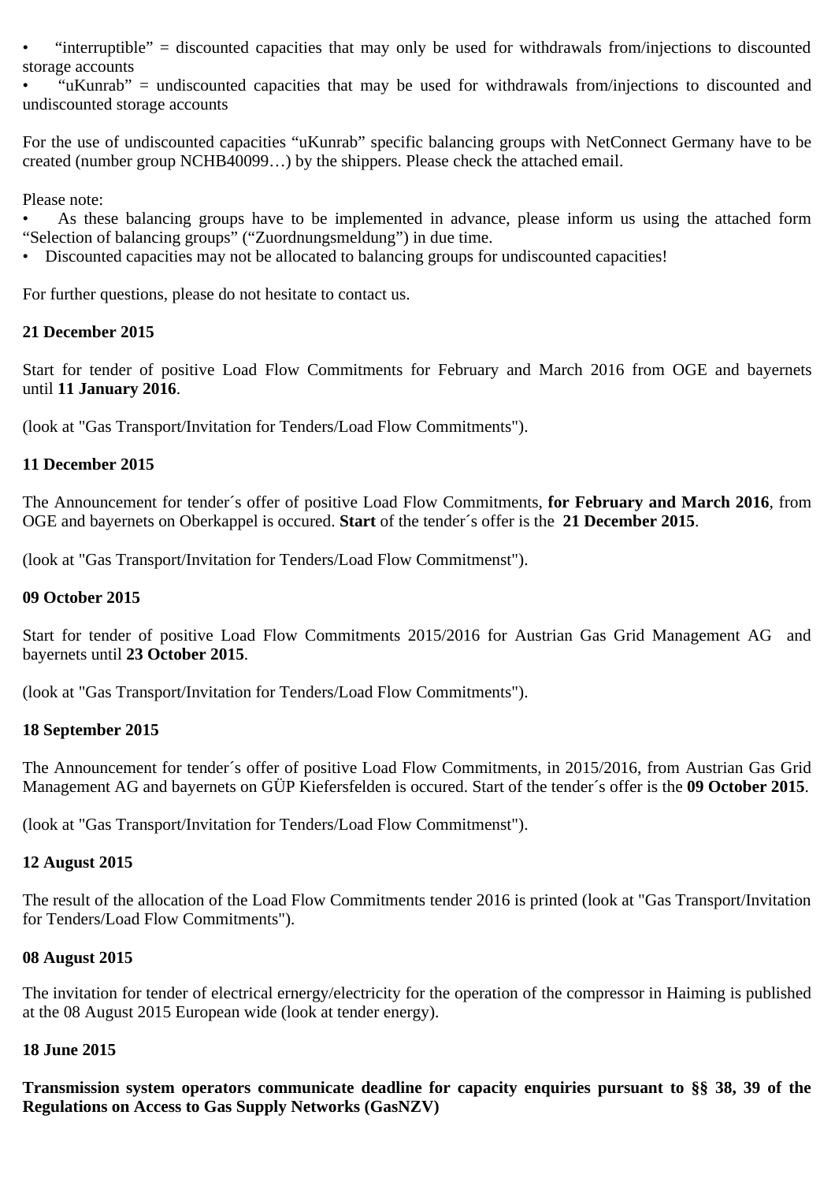- “interruptible” = discounted capacities that may only be used for withdrawals from/injections to discounted storage accounts
- “uKunrab” = undiscounted capacities that may be used for withdrawals from/injections to discounted and undiscounted storage accounts

For the use of undiscounted capacities “uKunrab” specific balancing groups with NetConnect Germany have to be created (number group NCHB40099…) by the shippers. Please check the attached email.

Please note:

- As these balancing groups have to be implemented in advance, please inform us using the attached form “Selection of balancing groups” (“Zuordnungsmeldung”) in due time.
- Discounted capacities may not be allocated to balancing groups for undiscounted capacities!

For further questions, please do not hesitate to contact us.

**21 December 2015**

Start for tender of positive Load Flow Commitments for February and March 2016 from OGE and bayernets until **11 January 2016**.

(look at "Gas Transport/Invitation for Tenders/Load Flow Commitments").

**11 December 2015**

The Announcement for tender´s offer of positive Load Flow Commitments, **for February and March 2016**, from OGE and bayernets on Oberkappel is occured. **Start** of the tender´s offer is the **21 December 2015**.

(look at "Gas Transport/Invitation for Tenders/Load Flow Commitmenst").

**09 October 2015**

Start for tender of positive Load Flow Commitments 2015/2016 for Austrian Gas Grid Management AG and bayernets until **23 October 2015**.

(look at "Gas Transport/Invitation for Tenders/Load Flow Commitments").

**18 September 2015**

The Announcement for tender´s offer of positive Load Flow Commitments, in 2015/2016, from Austrian Gas Grid Management AG and bayernets on GÜP Kiefersfelden is occured. Start of the tender´s offer is the **09 October 2015**.

(look at "Gas Transport/Invitation for Tenders/Load Flow Commitmenst").

**12 August 2015**

The result of the allocation of the Load Flow Commitments tender 2016 is printed (look at "Gas Transport/Invitation for Tenders/Load Flow Commitments").

**08 August 2015**

The invitation for tender of electrical ernergy/electricity for the operation of the compressor in Haiming is published at the 08 August 2015 European wide (look at tender energy).

**18 June 2015**

**Transmission system operators communicate deadline for capacity enquiries pursuant to §§ 38, 39 of the Regulations on Access to Gas Supply Networks (GasNZV)**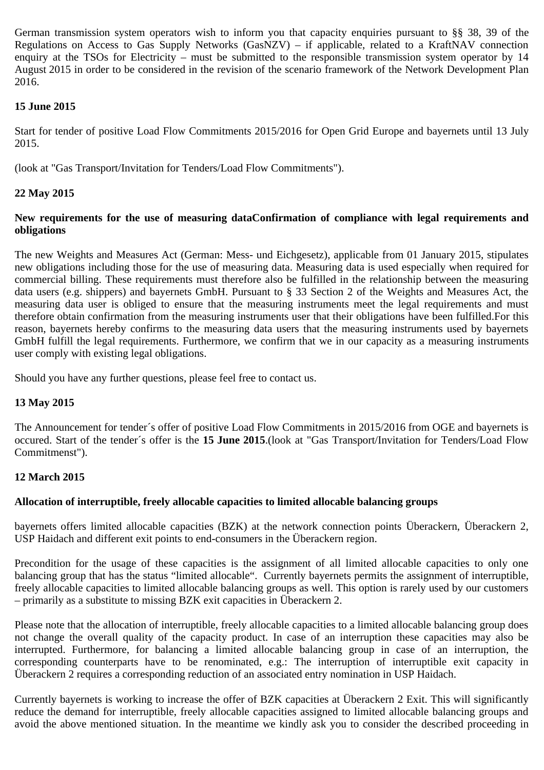German transmission system operators wish to inform you that capacity enquiries pursuant to §§ 38, 39 of the Regulations on Access to Gas Supply Networks (GasNZV) – if applicable, related to a KraftNAV connection enquiry at the TSOs for Electricity – must be submitted to the responsible transmission system operator by 14 August 2015 in order to be considered in the revision of the scenario framework of the Network Development Plan 2016.

**15 June 2015**

Start for tender of positive Load Flow Commitments 2015/2016 for Open Grid Europe and bayernets until 13 July 2015.

(look at "Gas Transport/Invitation for Tenders/Load Flow Commitments").

**22 May 2015**

**New requirements for the use of measuring dataConfirmation of compliance with legal requirements and obligations**

The new Weights and Measures Act (German: Mess- und Eichgesetz), applicable from 01 January 2015, stipulates new obligations including those for the use of measuring data. Measuring data is used especially when required for commercial billing. These requirements must therefore also be fulfilled in the relationship between the measuring data users (e.g. shippers) and bayernets GmbH. Pursuant to § 33 Section 2 of the Weights and Measures Act, the measuring data user is obliged to ensure that the measuring instruments meet the legal requirements and must therefore obtain confirmation from the measuring instruments user that their obligations have been fulfilled.For this reason, bayernets hereby confirms to the measuring data users that the measuring instruments used by bayernets GmbH fulfill the legal requirements. Furthermore, we confirm that we in our capacity as a measuring instruments user comply with existing legal obligations.

Should you have any further questions, please feel free to contact us.

**13 May 2015**

The Announcement for tender´s offer of positive Load Flow Commitments in 2015/2016 from OGE and bayernets is occured. Start of the tender´s offer is the **15 June 2015**.(look at "Gas Transport/Invitation for Tenders/Load Flow Commitmenst").

**12 March 2015**

**Allocation of interruptible, freely allocable capacities to limited allocable balancing groups**

bayernets offers limited allocable capacities (BZK) at the network connection points Überackern, Überackern 2, USP Haidach and different exit points to end-consumers in the Überackern region.

Precondition for the usage of these capacities is the assignment of all limited allocable capacities to only one balancing group that has the status "limited allocable". Currently bayernets permits the assignment of interruptible, freely allocable capacities to limited allocable balancing groups as well. This option is rarely used by our customers – primarily as a substitute to missing BZK exit capacities in Überackern 2.

Please note that the allocation of interruptible, freely allocable capacities to a limited allocable balancing group does not change the overall quality of the capacity product. In case of an interruption these capacities may also be interrupted. Furthermore, for balancing a limited allocable balancing group in case of an interruption, the corresponding counterparts have to be renominated, e.g.: The interruption of interruptible exit capacity in Überackern 2 requires a corresponding reduction of an associated entry nomination in USP Haidach.

Currently bayernets is working to increase the offer of BZK capacities at Überackern 2 Exit. This will significantly reduce the demand for interruptible, freely allocable capacities assigned to limited allocable balancing groups and avoid the above mentioned situation. In the meantime we kindly ask you to consider the described proceeding in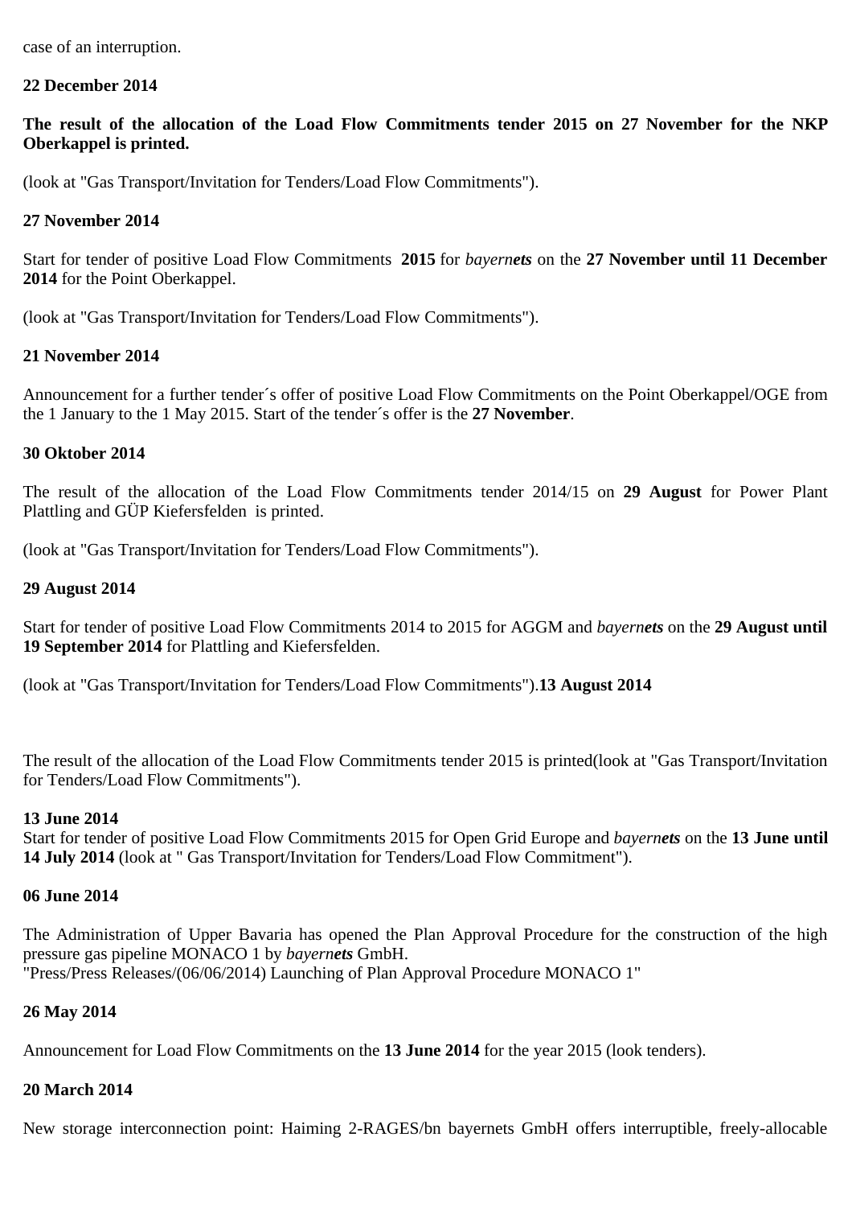case of an interruption.

**22 December 2014**

**The result of the allocation of the Load Flow Commitments tender 2015 on 27 November for the NKP Oberkappel is printed.**

(look at "Gas Transport/Invitation for Tenders/Load Flow Commitments").

**27 November 2014**

Start for tender of positive Load Flow Commitments **2015** for *bayern**ets*** on the **27 November until 11 December 2014** for the Point Oberkappel.

(look at "Gas Transport/Invitation for Tenders/Load Flow Commitments").

**21 November 2014**

Announcement for a further tender´s offer of positive Load Flow Commitments on the Point Oberkappel/OGE from the 1 January to the 1 May 2015. Start of the tender´s offer is the **27 November**.

**30 Oktober 2014**

The result of the allocation of the Load Flow Commitments tender 2014/15 on **29 August** for Power Plant Plattling and GÜP Kiefersfelden is printed.

(look at "Gas Transport/Invitation for Tenders/Load Flow Commitments").

**29 August 2014**

Start for tender of positive Load Flow Commitments 2014 to 2015 for AGGM and *bayern**ets*** on the **29 August until 19 September 2014** for Plattling and Kiefersfelden.

(look at "Gas Transport/Invitation for Tenders/Load Flow Commitments").**13 August 2014**

The result of the allocation of the Load Flow Commitments tender 2015 is printed(look at "Gas Transport/Invitation for Tenders/Load Flow Commitments").

**13 June 2014**
Start for tender of positive Load Flow Commitments 2015 for Open Grid Europe and *bayern**ets*** on the **13 June until 14 July 2014** (look at " Gas Transport/Invitation for Tenders/Load Flow Commitment").

**06 June 2014**

The Administration of Upper Bavaria has opened the Plan Approval Procedure for the construction of the high pressure gas pipeline MONACO 1 by *bayern**ets*** GmbH.
"Press/Press Releases/(06/06/2014) Launching of Plan Approval Procedure MONACO 1"

**26 May 2014**

Announcement for Load Flow Commitments on the **13 June 2014** for the year 2015 (look tenders).

**20 March 2014**

New storage interconnection point: Haiming 2-RAGES/bn bayernets GmbH offers interruptible, freely-allocable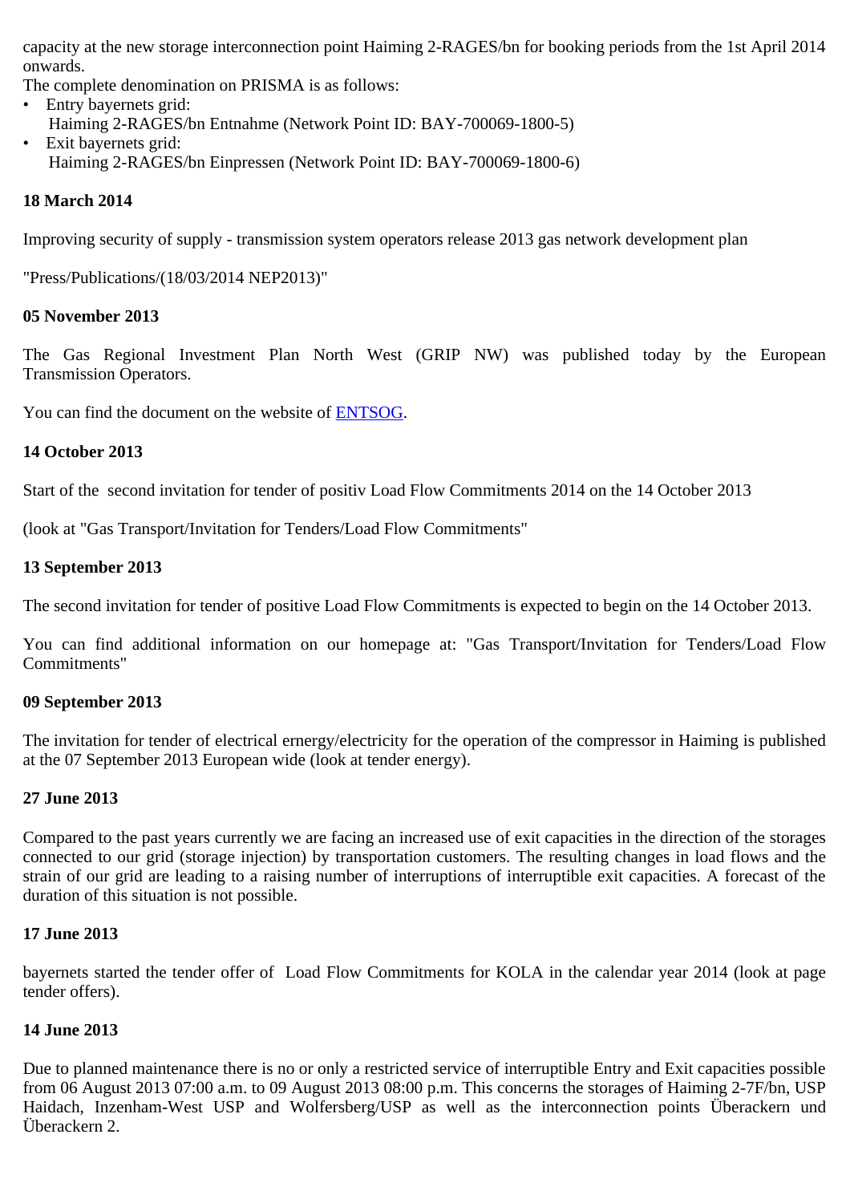capacity at the new storage interconnection point Haiming 2-RAGES/bn for booking periods from the 1st April 2014 onwards.
The complete denomination on PRISMA is as follows:

- Entry bayernets grid:
  Haiming 2-RAGES/bn Entnahme (Network Point ID: BAY-700069-1800-5)
- Exit bayernets grid:
  Haiming 2-RAGES/bn Einpressen (Network Point ID: BAY-700069-1800-6)

**18 March 2014**

Improving security of supply - transmission system operators release 2013 gas network development plan

"Press/Publications/(18/03/2014 NEP2013)"

**05 November 2013**

The Gas Regional Investment Plan North West (GRIP NW) was published today by the European Transmission Operators.

You can find the document on the website of ENTSOG.

**14 October 2013**

Start of the second invitation for tender of positiv Load Flow Commitments 2014 on the 14 October 2013

(look at "Gas Transport/Invitation for Tenders/Load Flow Commitments"

**13 September 2013**

The second invitation for tender of positive Load Flow Commitments is expected to begin on the 14 October 2013.

You can find additional information on our homepage at: "Gas Transport/Invitation for Tenders/Load Flow Commitments"

**09 September 2013**

The invitation for tender of electrical ernergy/electricity for the operation of the compressor in Haiming is published at the 07 September 2013 European wide (look at tender energy).

**27 June 2013**

Compared to the past years currently we are facing an increased use of exit capacities in the direction of the storages connected to our grid (storage injection) by transportation customers. The resulting changes in load flows and the strain of our grid are leading to a raising number of interruptions of interruptible exit capacities. A forecast of the duration of this situation is not possible.

**17 June 2013**

bayernets started the tender offer of Load Flow Commitments for KOLA in the calendar year 2014 (look at page tender offers).

**14 June 2013**

Due to planned maintenance there is no or only a restricted service of interruptible Entry and Exit capacities possible from 06 August 2013 07:00 a.m. to 09 August 2013 08:00 p.m. This concerns the storages of Haiming 2-7F/bn, USP Haidach, Inzenham-West USP and Wolfersberg/USP as well as the interconnection points Überackern und Überackern 2.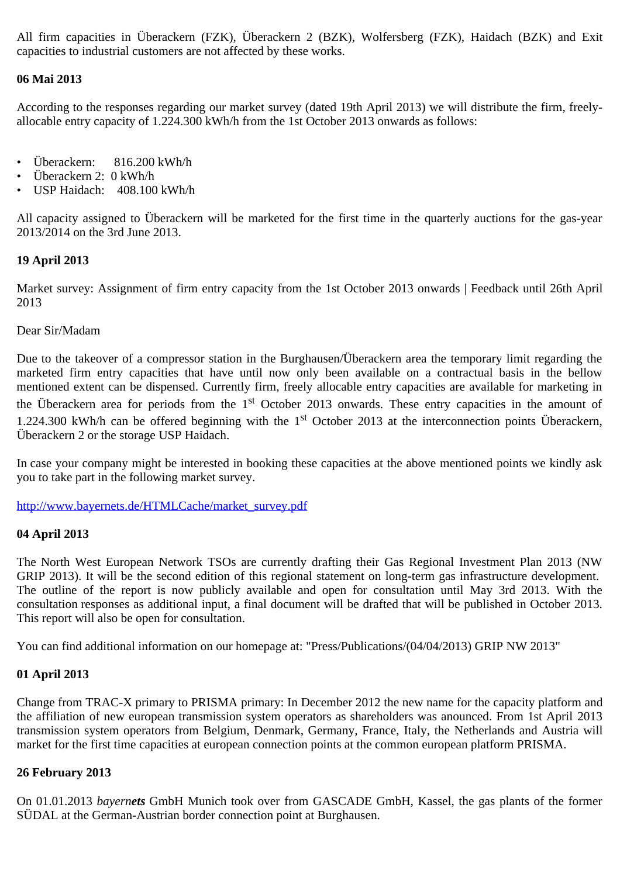All firm capacities in Überackern (FZK), Überackern 2 (BZK), Wolfersberg (FZK), Haidach (BZK) and Exit capacities to industrial customers are not affected by these works.

**06 Mai 2013**

According to the responses regarding our market survey (dated 19th April 2013) we will distribute the firm, freely-allocable entry capacity of 1.224.300 kWh/h from the 1st October 2013 onwards as follows:

- Überackern: 816.200 kWh/h
- Überackern 2: 0 kWh/h
- USP Haidach: 408.100 kWh/h

All capacity assigned to Überackern will be marketed for the first time in the quarterly auctions for the gas-year 2013/2014 on the 3rd June 2013.

**19 April 2013**

Market survey: Assignment of firm entry capacity from the 1st October 2013 onwards | Feedback until 26th April 2013

Dear Sir/Madam

Due to the takeover of a compressor station in the Burghausen/Überackern area the temporary limit regarding the marketed firm entry capacities that have until now only been available on a contractual basis in the bellow mentioned extent can be dispensed. Currently firm, freely allocable entry capacities are available for marketing in the Überackern area for periods from the 1st October 2013 onwards. These entry capacities in the amount of 1.224.300 kWh/h can be offered beginning with the 1st October 2013 at the interconnection points Überackern, Überackern 2 or the storage USP Haidach.

In case your company might be interested in booking these capacities at the above mentioned points we kindly ask you to take part in the following market survey.

http://www.bayernets.de/HTMLCache/market_survey.pdf

**04 April 2013**

The North West European Network TSOs are currently drafting their Gas Regional Investment Plan 2013 (NW GRIP 2013). It will be the second edition of this regional statement on long-term gas infrastructure development. The outline of the report is now publicly available and open for consultation until May 3rd 2013. With the consultation responses as additional input, a final document will be drafted that will be published in October 2013. This report will also be open for consultation.

You can find additional information on our homepage at: "Press/Publications/(04/04/2013) GRIP NW 2013"

**01 April 2013**

Change from TRAC-X primary to PRISMA primary: In December 2012 the new name for the capacity platform and the affiliation of new european transmission system operators as shareholders was anounced. From 1st April 2013 transmission system operators from Belgium, Denmark, Germany, France, Italy, the Netherlands and Austria will market for the first time capacities at european connection points at the common european platform PRISMA.

**26 February 2013**

On 01.01.2013 *bayern**ets*** GmbH Munich took over from GASCADE GmbH, Kassel, the gas plants of the former SÜDAL at the German-Austrian border connection point at Burghausen.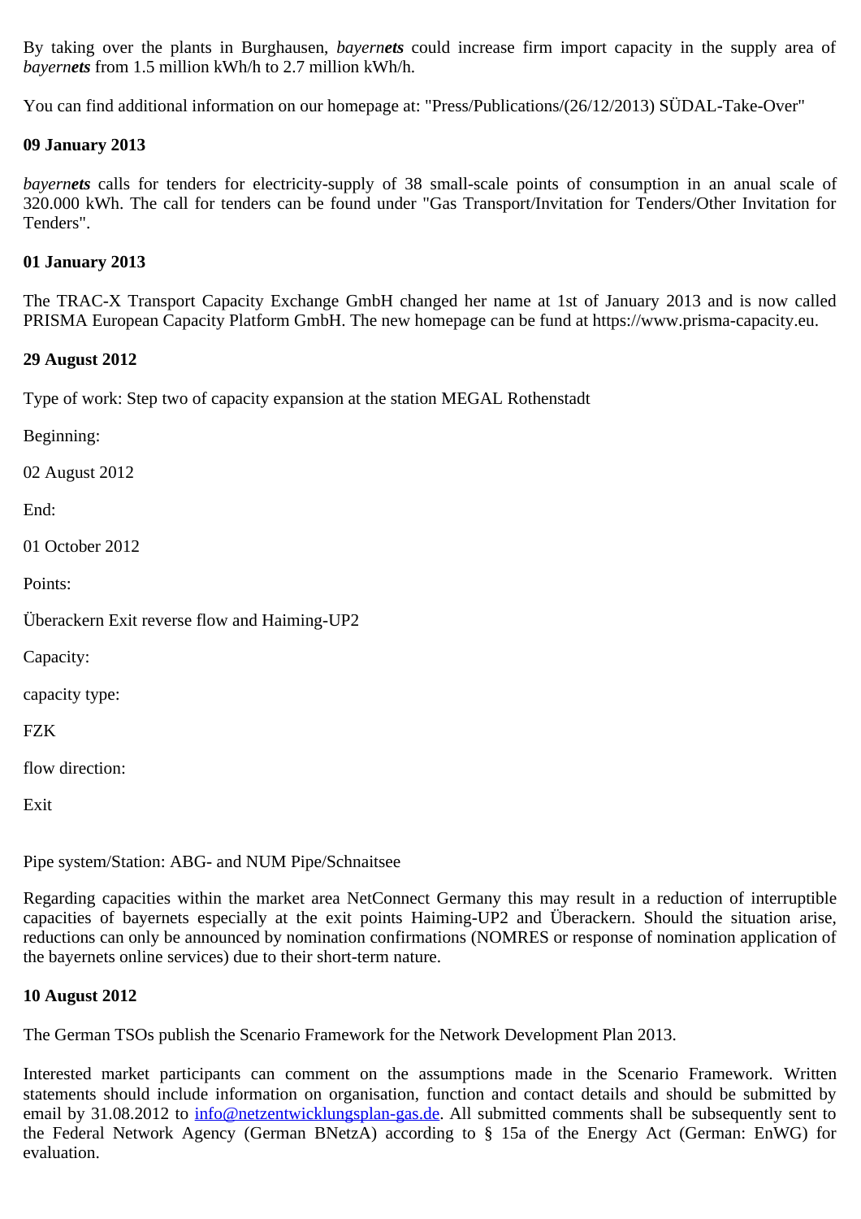By taking over the plants in Burghausen, *bayern**ets*** could increase firm import capacity in the supply area of *bayern**ets*** from 1.5 million kWh/h to 2.7 million kWh/h.

You can find additional information on our homepage at: "Press/Publications/(26/12/2013) SÜDAL-Take-Over"

**09 January 2013**

*bayern**ets*** calls for tenders for electricity-supply of 38 small-scale points of consumption in an anual scale of 320.000 kWh. The call for tenders can be found under "Gas Transport/Invitation for Tenders/Other Invitation for Tenders".

**01 January 2013**

The TRAC-X Transport Capacity Exchange GmbH changed her name at 1st of January 2013 and is now called PRISMA European Capacity Platform GmbH. The new homepage can be fund at https://www.prisma-capacity.eu.

**29 August 2012**

Type of work: Step two of capacity expansion at the station MEGAL Rothenstadt

Beginning:

02 August 2012

End:

01 October 2012

Points:

Überackern Exit reverse flow and Haiming-UP2

Capacity:

capacity type:

FZK

flow direction:

Exit

Pipe system/Station: ABG- and NUM Pipe/Schnaitsee

Regarding capacities within the market area NetConnect Germany this may result in a reduction of interruptible capacities of bayernets especially at the exit points Haiming-UP2 and Überackern. Should the situation arise, reductions can only be announced by nomination confirmations (NOMRES or response of nomination application of the bayernets online services) due to their short-term nature.

**10 August 2012**

The German TSOs publish the Scenario Framework for the Network Development Plan 2013.

Interested market participants can comment on the assumptions made in the Scenario Framework. Written statements should include information on organisation, function and contact details and should be submitted by email by 31.08.2012 to info@netzentwicklungsplan-gas.de. All submitted comments shall be subsequently sent to the Federal Network Agency (German BNetzA) according to § 15a of the Energy Act (German: EnWG) for evaluation.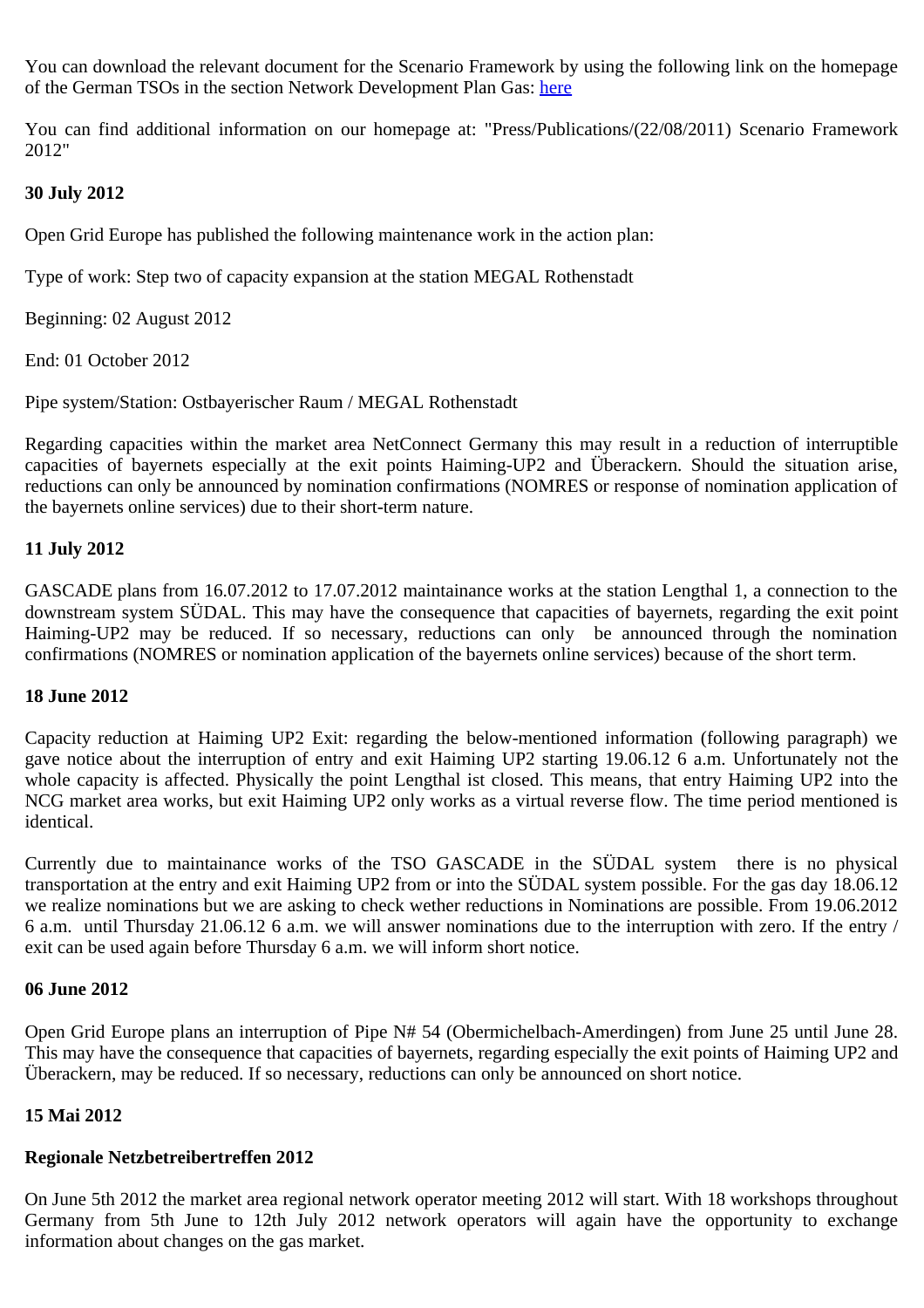You can download the relevant document for the Scenario Framework by using the following link on the homepage of the German TSOs in the section Network Development Plan Gas: here

You can find additional information on our homepage at: "Press/Publications/(22/08/2011) Scenario Framework 2012"

**30 July 2012**

Open Grid Europe has published the following maintenance work in the action plan:

Type of work: Step two of capacity expansion at the station MEGAL Rothenstadt

Beginning: 02 August 2012

End: 01 October 2012

Pipe system/Station: Ostbayerischer Raum / MEGAL Rothenstadt

Regarding capacities within the market area NetConnect Germany this may result in a reduction of interruptible capacities of bayernets especially at the exit points Haiming-UP2 and Überackern. Should the situation arise, reductions can only be announced by nomination confirmations (NOMRES or response of nomination application of the bayernets online services) due to their short-term nature.

**11 July 2012**

GASCADE plans from 16.07.2012 to 17.07.2012 maintainance works at the station Lengthal 1, a connection to the downstream system SÜDAL. This may have the consequence that capacities of bayernets, regarding the exit point Haiming-UP2 may be reduced. If so necessary, reductions can only be announced through the nomination confirmations (NOMRES or nomination application of the bayernets online services) because of the short term.

**18 June 2012**

Capacity reduction at Haiming UP2 Exit: regarding the below-mentioned information (following paragraph) we gave notice about the interruption of entry and exit Haiming UP2 starting 19.06.12 6 a.m. Unfortunately not the whole capacity is affected. Physically the point Lengthal ist closed. This means, that entry Haiming UP2 into the NCG market area works, but exit Haiming UP2 only works as a virtual reverse flow. The time period mentioned is identical.

Currently due to maintainance works of the TSO GASCADE in the SÜDAL system there is no physical transportation at the entry and exit Haiming UP2 from or into the SÜDAL system possible. For the gas day 18.06.12 we realize nominations but we are asking to check wether reductions in Nominations are possible. From 19.06.2012 6 a.m. until Thursday 21.06.12 6 a.m. we will answer nominations due to the interruption with zero. If the entry / exit can be used again before Thursday 6 a.m. we will inform short notice.

**06 June 2012**

Open Grid Europe plans an interruption of Pipe N# 54 (Obermichelbach-Amerdingen) from June 25 until June 28. This may have the consequence that capacities of bayernets, regarding especially the exit points of Haiming UP2 and Überackern, may be reduced. If so necessary, reductions can only be announced on short notice.

**15 Mai 2012**

**Regionale Netzbetreibertreffen 2012**

On June 5th 2012 the market area regional network operator meeting 2012 will start. With 18 workshops throughout Germany from 5th June to 12th July 2012 network operators will again have the opportunity to exchange information about changes on the gas market.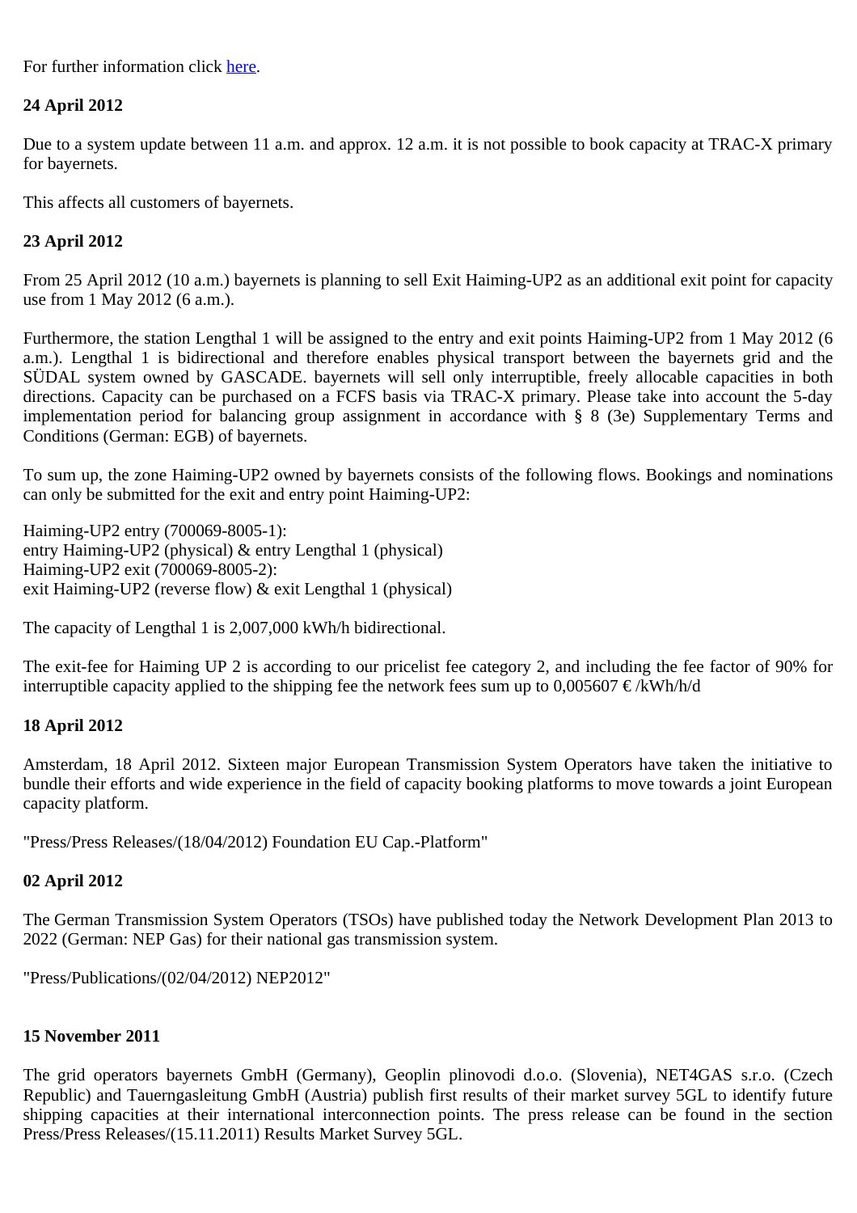For further information click here.

**24 April 2012**

Due to a system update between 11 a.m. and approx. 12 a.m. it is not possible to book capacity at TRAC-X primary for bayernets.

This affects all customers of bayernets.

**23 April 2012**

From 25 April 2012 (10 a.m.) bayernets is planning to sell Exit Haiming-UP2 as an additional exit point for capacity use from 1 May 2012 (6 a.m.).

Furthermore, the station Lengthal 1 will be assigned to the entry and exit points Haiming-UP2 from 1 May 2012 (6 a.m.). Lengthal 1 is bidirectional and therefore enables physical transport between the bayernets grid and the SÜDAL system owned by GASCADE. bayernets will sell only interruptible, freely allocable capacities in both directions. Capacity can be purchased on a FCFS basis via TRAC-X primary. Please take into account the 5-day implementation period for balancing group assignment in accordance with § 8 (3e) Supplementary Terms and Conditions (German: EGB) of bayernets.

To sum up, the zone Haiming-UP2 owned by bayernets consists of the following flows. Bookings and nominations can only be submitted for the exit and entry point Haiming-UP2:

Haiming-UP2 entry (700069-8005-1):
entry Haiming-UP2 (physical) & entry Lengthal 1 (physical)
Haiming-UP2 exit (700069-8005-2):
exit Haiming-UP2 (reverse flow) & exit Lengthal 1 (physical)

The capacity of Lengthal 1 is 2,007,000 kWh/h bidirectional.

The exit-fee for Haiming UP 2 is according to our pricelist fee category 2, and including the fee factor of 90% for interruptible capacity applied to the shipping fee the network fees sum up to 0,005607 € /kWh/h/d

**18 April 2012**

Amsterdam, 18 April 2012. Sixteen major European Transmission System Operators have taken the initiative to bundle their efforts and wide experience in the field of capacity booking platforms to move towards a joint European capacity platform.

"Press/Press Releases/(18/04/2012) Foundation EU Cap.-Platform"

**02 April 2012**

The German Transmission System Operators (TSOs) have published today the Network Development Plan 2013 to 2022 (German: NEP Gas) for their national gas transmission system.

"Press/Publications/(02/04/2012) NEP2012"

**15 November 2011**

The grid operators bayernets GmbH (Germany), Geoplin plinovodi d.o.o. (Slovenia), NET4GAS s.r.o. (Czech Republic) and Tauerngasleitung GmbH (Austria) publish first results of their market survey 5GL to identify future shipping capacities at their international interconnection points. The press release can be found in the section Press/Press Releases/(15.11.2011) Results Market Survey 5GL.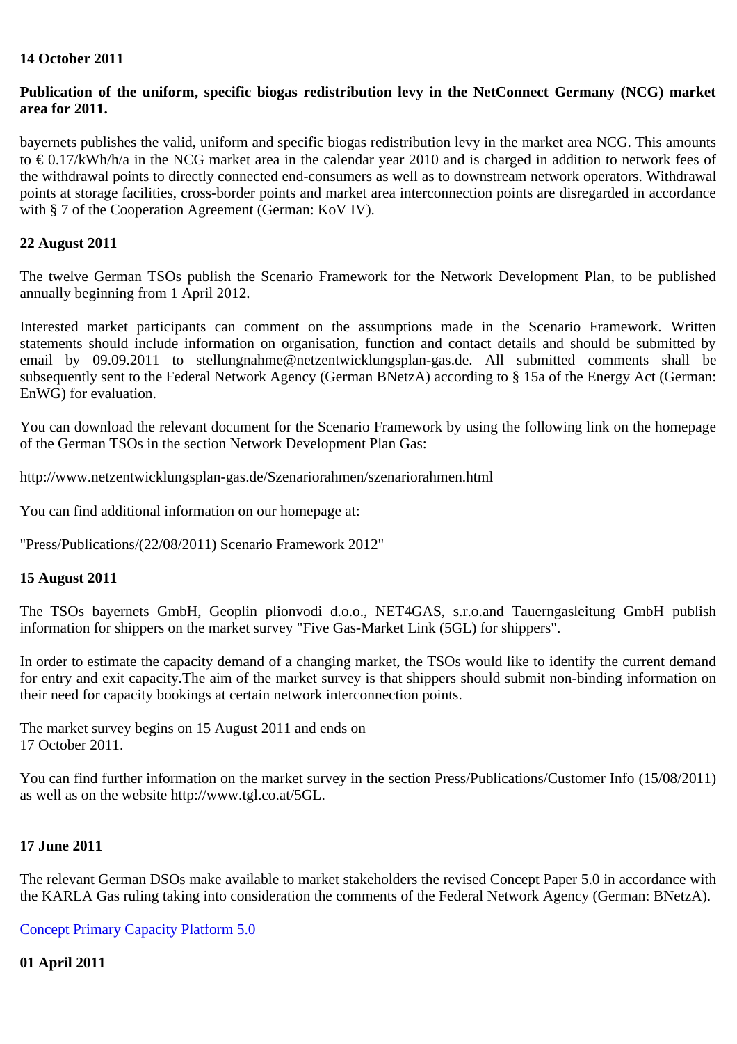**14 October 2011**

**Publication of the uniform, specific biogas redistribution levy in the NetConnect Germany (NCG) market area for 2011.**

bayernets publishes the valid, uniform and specific biogas redistribution levy in the market area NCG. This amounts to € 0.17/kWh/h/a in the NCG market area in the calendar year 2010 and is charged in addition to network fees of the withdrawal points to directly connected end-consumers as well as to downstream network operators. Withdrawal points at storage facilities, cross-border points and market area interconnection points are disregarded in accordance with § 7 of the Cooperation Agreement (German: KoV IV).

**22 August 2011**

The twelve German TSOs publish the Scenario Framework for the Network Development Plan, to be published annually beginning from 1 April 2012.

Interested market participants can comment on the assumptions made in the Scenario Framework. Written statements should include information on organisation, function and contact details and should be submitted by email by 09.09.2011 to stellungnahme@netzentwicklungsplan-gas.de. All submitted comments shall be subsequently sent to the Federal Network Agency (German BNetzA) according to § 15a of the Energy Act (German: EnWG) for evaluation.

You can download the relevant document for the Scenario Framework by using the following link on the homepage of the German TSOs in the section Network Development Plan Gas:

http://www.netzentwicklungsplan-gas.de/Szenariorahmen/szenariorahmen.html

You can find additional information on our homepage at:

"Press/Publications/(22/08/2011) Scenario Framework 2012"

**15 August 2011**

The TSOs bayernets GmbH, Geoplin plionvodi d.o.o., NET4GAS, s.r.o.and Tauerngasleitung GmbH publish information for shippers on the market survey "Five Gas-Market Link (5GL) for shippers".

In order to estimate the capacity demand of a changing market, the TSOs would like to identify the current demand for entry and exit capacity.The aim of the market survey is that shippers should submit non-binding information on their need for capacity bookings at certain network interconnection points.

The market survey begins on 15 August 2011 and ends on
17 October 2011.

You can find further information on the market survey in the section Press/Publications/Customer Info (15/08/2011) as well as on the website http://www.tgl.co.at/5GL.

**17 June 2011**

The relevant German DSOs make available to market stakeholders the revised Concept Paper 5.0 in accordance with the KARLA Gas ruling taking into consideration the comments of the Federal Network Agency (German: BNetzA).

Concept Primary Capacity Platform 5.0

**01 April 2011**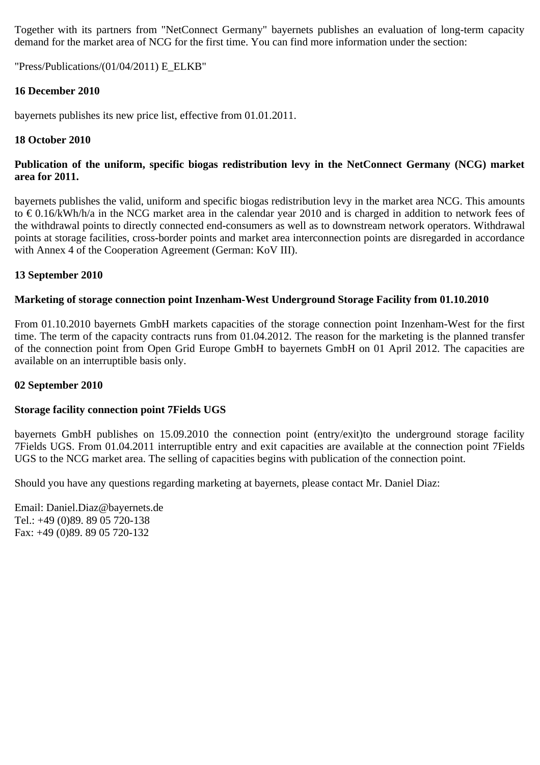Together with its partners from "NetConnect Germany" bayernets publishes an evaluation of long-term capacity demand for the market area of NCG for the first time. You can find more information under the section:

"Press/Publications/(01/04/2011) E_ELKB"

**16 December 2010**

bayernets publishes its new price list, effective from 01.01.2011.

**18 October 2010**

**Publication of the uniform, specific biogas redistribution levy in the NetConnect Germany (NCG) market area for 2011.**

bayernets publishes the valid, uniform and specific biogas redistribution levy in the market area NCG. This amounts to € 0.16/kWh/h/a in the NCG market area in the calendar year 2010 and is charged in addition to network fees of the withdrawal points to directly connected end-consumers as well as to downstream network operators. Withdrawal points at storage facilities, cross-border points and market area interconnection points are disregarded in accordance with Annex 4 of the Cooperation Agreement (German: KoV III).

**13 September 2010**

**Marketing of storage connection point Inzenham-West Underground Storage Facility from 01.10.2010**

From 01.10.2010 bayernets GmbH markets capacities of the storage connection point Inzenham-West for the first time. The term of the capacity contracts runs from 01.04.2012. The reason for the marketing is the planned transfer of the connection point from Open Grid Europe GmbH to bayernets GmbH on 01 April 2012. The capacities are available on an interruptible basis only.

**02 September 2010**

**Storage facility connection point 7Fields UGS**

bayernets GmbH publishes on 15.09.2010 the connection point (entry/exit)to the underground storage facility 7Fields UGS. From 01.04.2011 interruptible entry and exit capacities are available at the connection point 7Fields UGS to the NCG market area. The selling of capacities begins with publication of the connection point.

Should you have any questions regarding marketing at bayernets, please contact Mr. Daniel Diaz:

Email: Daniel.Diaz@bayernets.de
Tel.: +49 (0)89. 89 05 720-138
Fax: +49 (0)89. 89 05 720-132